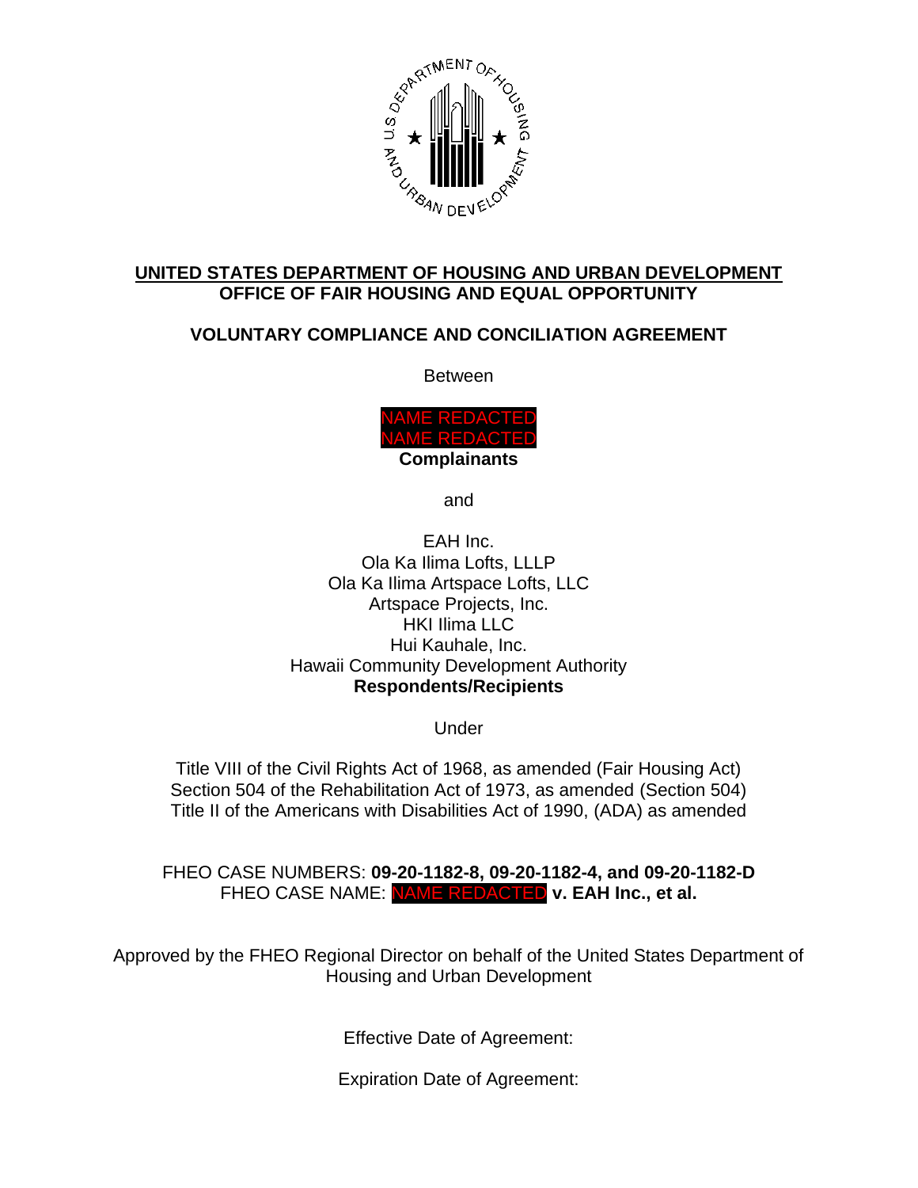**UNITED STATES DEPARTMENT OF HOUSING AND URBAN DEVELOPMENT**
**OFFICE OF FAIR HOUSING AND EQUAL OPPORTUNITY**

**VOLUNTARY COMPLIANCE AND CONCILIATION AGREEMENT**

Between

NAME REDACTED
NAME REDACTED
**Complainants**

and

EAH Inc.
Ola Ka Ilima Lofts, LLLP
Ola Ka Ilima Artspace Lofts, LLC
Artspace Projects, Inc.
HKI Ilima LLC
Hui Kauhale, Inc.
Hawaii Community Development Authority
**Respondents/Recipients**

Under

Title VIII of the Civil Rights Act of 1968, as amended (Fair Housing Act)
Section 504 of the Rehabilitation Act of 1973, as amended (Section 504)
Title II of the Americans with Disabilities Act of 1990, (ADA) as amended

FHEO CASE NUMBERS: **09-20-1182-8, 09-20-1182-4, and 09-20-1182-D**
FHEO CASE NAME: NAME REDACTED **v. EAH Inc., et al.**

Approved by the FHEO Regional Director on behalf of the United States Department of Housing and Urban Development

Effective Date of Agreement:

Expiration Date of Agreement: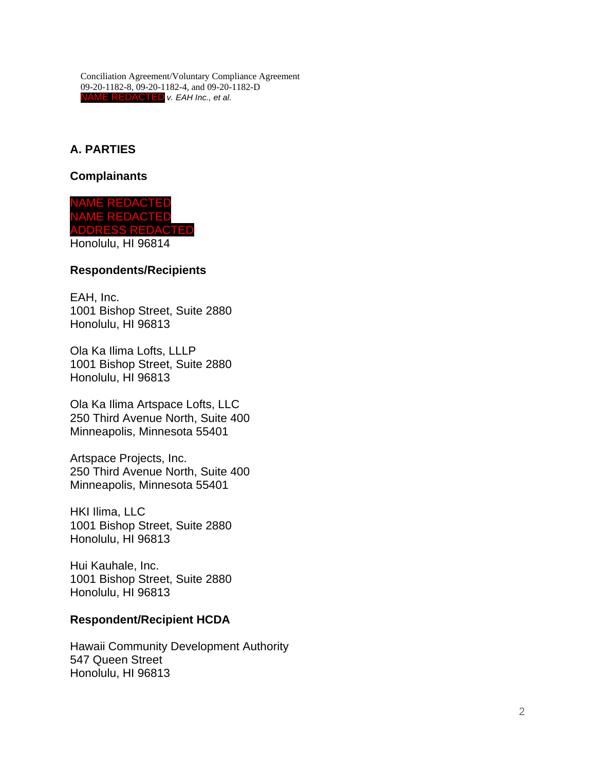## A. PARTIES

### Complainants

NAME REDACTED
NAME REDACTED
ADDRESS REDACTED
Honolulu, HI 96814

### Respondents/Recipients

EAH, Inc.
1001 Bishop Street, Suite 2880
Honolulu, HI 96813

Ola Ka Ilima Lofts, LLLP
1001 Bishop Street, Suite 2880
Honolulu, HI 96813

Ola Ka Ilima Artspace Lofts, LLC
250 Third Avenue North, Suite 400
Minneapolis, Minnesota 55401

Artspace Projects, Inc.
250 Third Avenue North, Suite 400
Minneapolis, Minnesota 55401

HKI Ilima, LLC
1001 Bishop Street, Suite 2880
Honolulu, HI 96813

Hui Kauhale, Inc.
1001 Bishop Street, Suite 2880
Honolulu, HI 96813

### Respondent/Recipient HCDA

Hawaii Community Development Authority
547 Queen Street
Honolulu, HI 96813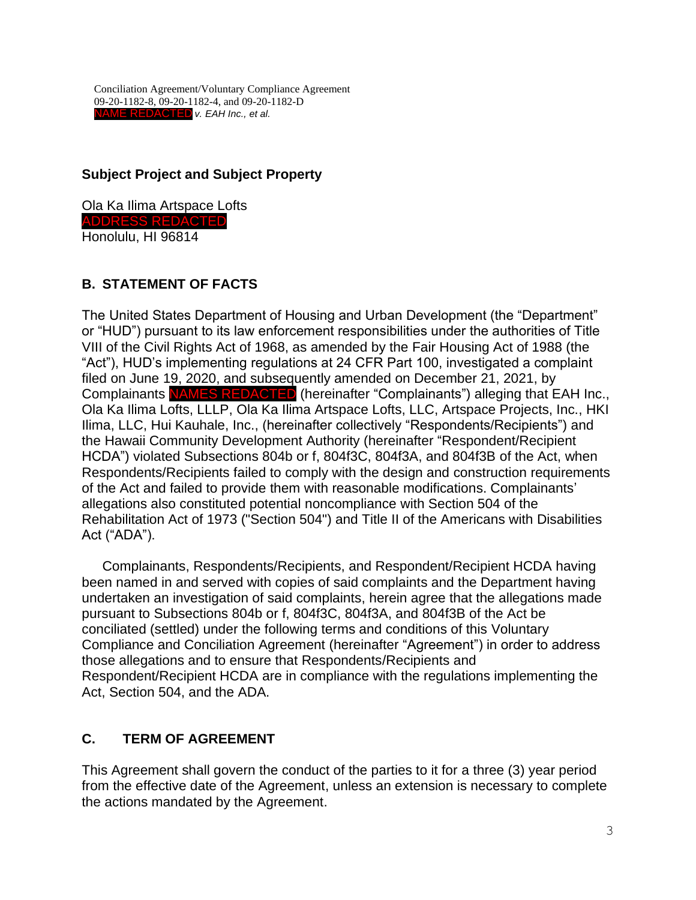### Subject Project and Subject Property

Ola Ka Ilima Artspace Lofts
ADDRESS REDACTED
Honolulu, HI 96814

### B. STATEMENT OF FACTS

The United States Department of Housing and Urban Development (the "Department" or "HUD") pursuant to its law enforcement responsibilities under the authorities of Title VIII of the Civil Rights Act of 1968, as amended by the Fair Housing Act of 1988 (the "Act"), HUD's implementing regulations at 24 CFR Part 100, investigated a complaint filed on June 19, 2020, and subsequently amended on December 21, 2021, by Complainants NAMES REDACTED (hereinafter "Complainants") alleging that EAH Inc., Ola Ka Ilima Lofts, LLLP, Ola Ka Ilima Artspace Lofts, LLC, Artspace Projects, Inc., HKI Ilima, LLC, Hui Kauhale, Inc., (hereinafter collectively "Respondents/Recipients") and the Hawaii Community Development Authority (hereinafter "Respondent/Recipient HCDA") violated Subsections 804b or f, 804f3C, 804f3A, and 804f3B of the Act, when Respondents/Recipients failed to comply with the design and construction requirements of the Act and failed to provide them with reasonable modifications. Complainants' allegations also constituted potential noncompliance with Section 504 of the Rehabilitation Act of 1973 ("Section 504") and Title II of the Americans with Disabilities Act ("ADA").

Complainants, Respondents/Recipients, and Respondent/Recipient HCDA having been named in and served with copies of said complaints and the Department having undertaken an investigation of said complaints, herein agree that the allegations made pursuant to Subsections 804b or f, 804f3C, 804f3A, and 804f3B of the Act be conciliated (settled) under the following terms and conditions of this Voluntary Compliance and Conciliation Agreement (hereinafter "Agreement") in order to address those allegations and to ensure that Respondents/Recipients and Respondent/Recipient HCDA are in compliance with the regulations implementing the Act, Section 504, and the ADA.

### C. TERM OF AGREEMENT

This Agreement shall govern the conduct of the parties to it for a three (3) year period from the effective date of the Agreement, unless an extension is necessary to complete the actions mandated by the Agreement.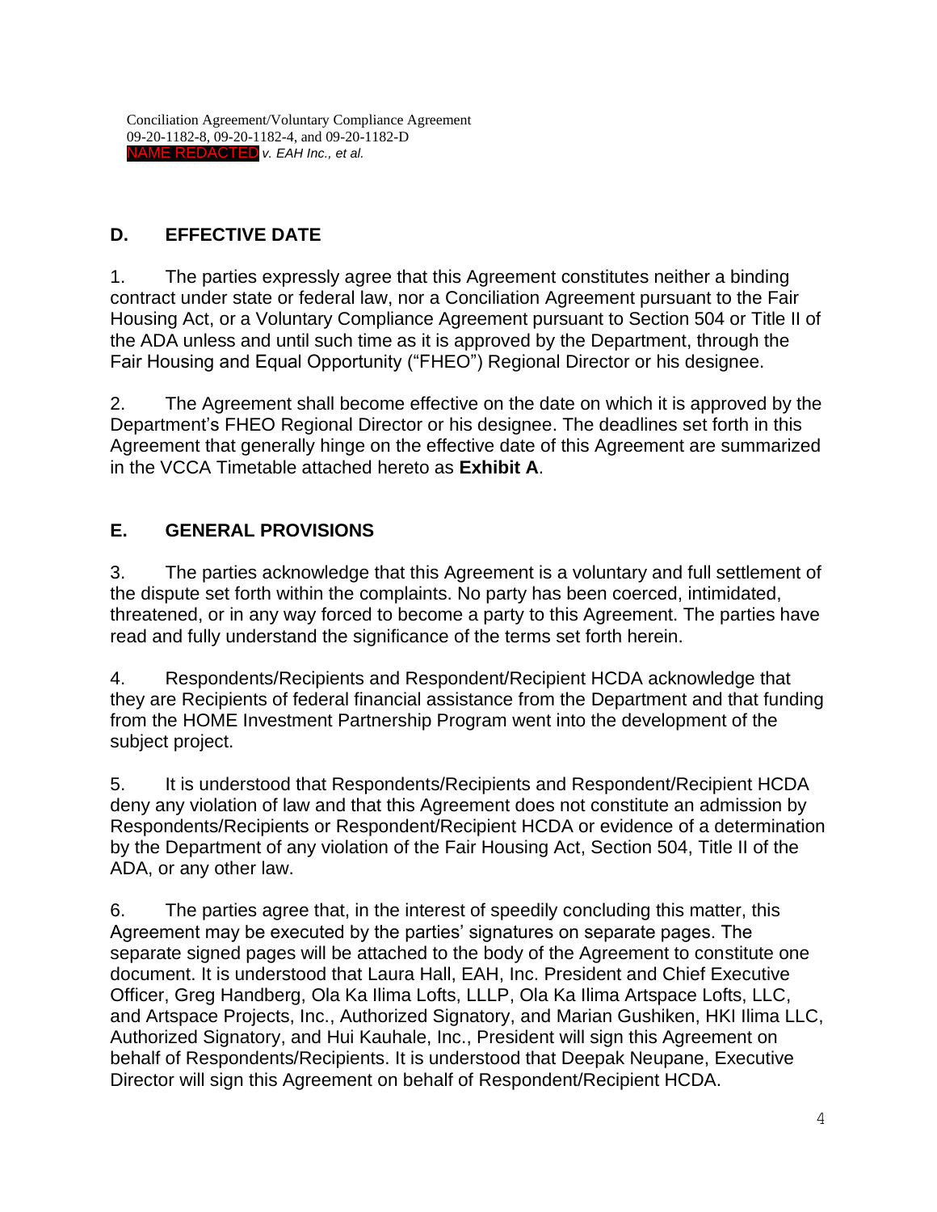## D. EFFECTIVE DATE

1. The parties expressly agree that this Agreement constitutes neither a binding contract under state or federal law, nor a Conciliation Agreement pursuant to the Fair Housing Act, or a Voluntary Compliance Agreement pursuant to Section 504 or Title II of the ADA unless and until such time as it is approved by the Department, through the Fair Housing and Equal Opportunity ("FHEO") Regional Director or his designee.

2. The Agreement shall become effective on the date on which it is approved by the Department's FHEO Regional Director or his designee. The deadlines set forth in this Agreement that generally hinge on the effective date of this Agreement are summarized in the VCCA Timetable attached hereto as **Exhibit A**.

## E. GENERAL PROVISIONS

3. The parties acknowledge that this Agreement is a voluntary and full settlement of the dispute set forth within the complaints. No party has been coerced, intimidated, threatened, or in any way forced to become a party to this Agreement. The parties have read and fully understand the significance of the terms set forth herein.

4. Respondents/Recipients and Respondent/Recipient HCDA acknowledge that they are Recipients of federal financial assistance from the Department and that funding from the HOME Investment Partnership Program went into the development of the subject project.

5. It is understood that Respondents/Recipients and Respondent/Recipient HCDA deny any violation of law and that this Agreement does not constitute an admission by Respondents/Recipients or Respondent/Recipient HCDA or evidence of a determination by the Department of any violation of the Fair Housing Act, Section 504, Title II of the ADA, or any other law.

6. The parties agree that, in the interest of speedily concluding this matter, this Agreement may be executed by the parties' signatures on separate pages. The separate signed pages will be attached to the body of the Agreement to constitute one document. It is understood that Laura Hall, EAH, Inc. President and Chief Executive Officer, Greg Handberg, Ola Ka Ilima Lofts, LLLP, Ola Ka Ilima Artspace Lofts, LLC, and Artspace Projects, Inc., Authorized Signatory, and Marian Gushiken, HKI Ilima LLC, Authorized Signatory, and Hui Kauhale, Inc., President will sign this Agreement on behalf of Respondents/Recipients. It is understood that Deepak Neupane, Executive Director will sign this Agreement on behalf of Respondent/Recipient HCDA.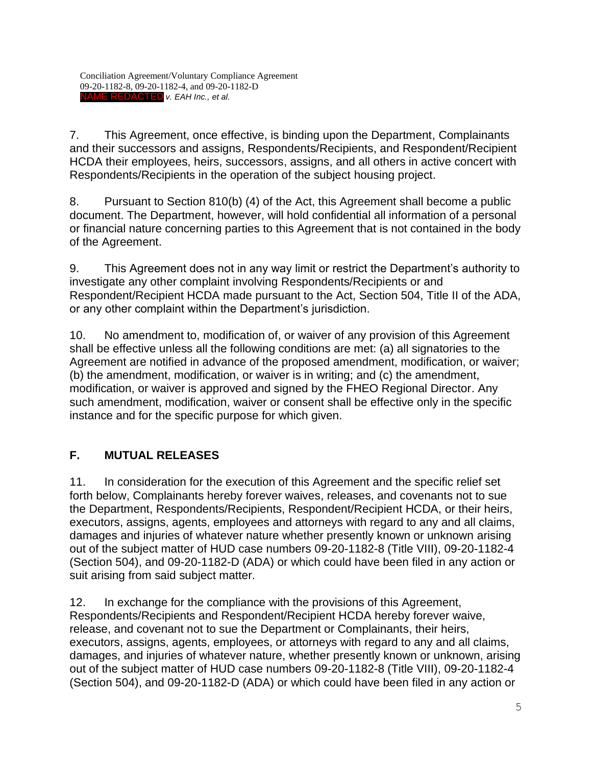7. This Agreement, once effective, is binding upon the Department, Complainants and their successors and assigns, Respondents/Recipients, and Respondent/Recipient HCDA their employees, heirs, successors, assigns, and all others in active concert with Respondents/Recipients in the operation of the subject housing project.

8. Pursuant to Section 810(b) (4) of the Act, this Agreement shall become a public document. The Department, however, will hold confidential all information of a personal or financial nature concerning parties to this Agreement that is not contained in the body of the Agreement.

9. This Agreement does not in any way limit or restrict the Department's authority to investigate any other complaint involving Respondents/Recipients or and Respondent/Recipient HCDA made pursuant to the Act, Section 504, Title II of the ADA, or any other complaint within the Department's jurisdiction.

10. No amendment to, modification of, or waiver of any provision of this Agreement shall be effective unless all the following conditions are met: (a) all signatories to the Agreement are notified in advance of the proposed amendment, modification, or waiver; (b) the amendment, modification, or waiver is in writing; and (c) the amendment, modification, or waiver is approved and signed by the FHEO Regional Director. Any such amendment, modification, waiver or consent shall be effective only in the specific instance and for the specific purpose for which given.

## F. MUTUAL RELEASES

11. In consideration for the execution of this Agreement and the specific relief set forth below, Complainants hereby forever waives, releases, and covenants not to sue the Department, Respondents/Recipients, Respondent/Recipient HCDA, or their heirs, executors, assigns, agents, employees and attorneys with regard to any and all claims, damages and injuries of whatever nature whether presently known or unknown arising out of the subject matter of HUD case numbers 09-20-1182-8 (Title VIII), 09-20-1182-4 (Section 504), and 09-20-1182-D (ADA) or which could have been filed in any action or suit arising from said subject matter.

12. In exchange for the compliance with the provisions of this Agreement, Respondents/Recipients and Respondent/Recipient HCDA hereby forever waive, release, and covenant not to sue the Department or Complainants, their heirs, executors, assigns, agents, employees, or attorneys with regard to any and all claims, damages, and injuries of whatever nature, whether presently known or unknown, arising out of the subject matter of HUD case numbers 09-20-1182-8 (Title VIII), 09-20-1182-4 (Section 504), and 09-20-1182-D (ADA) or which could have been filed in any action or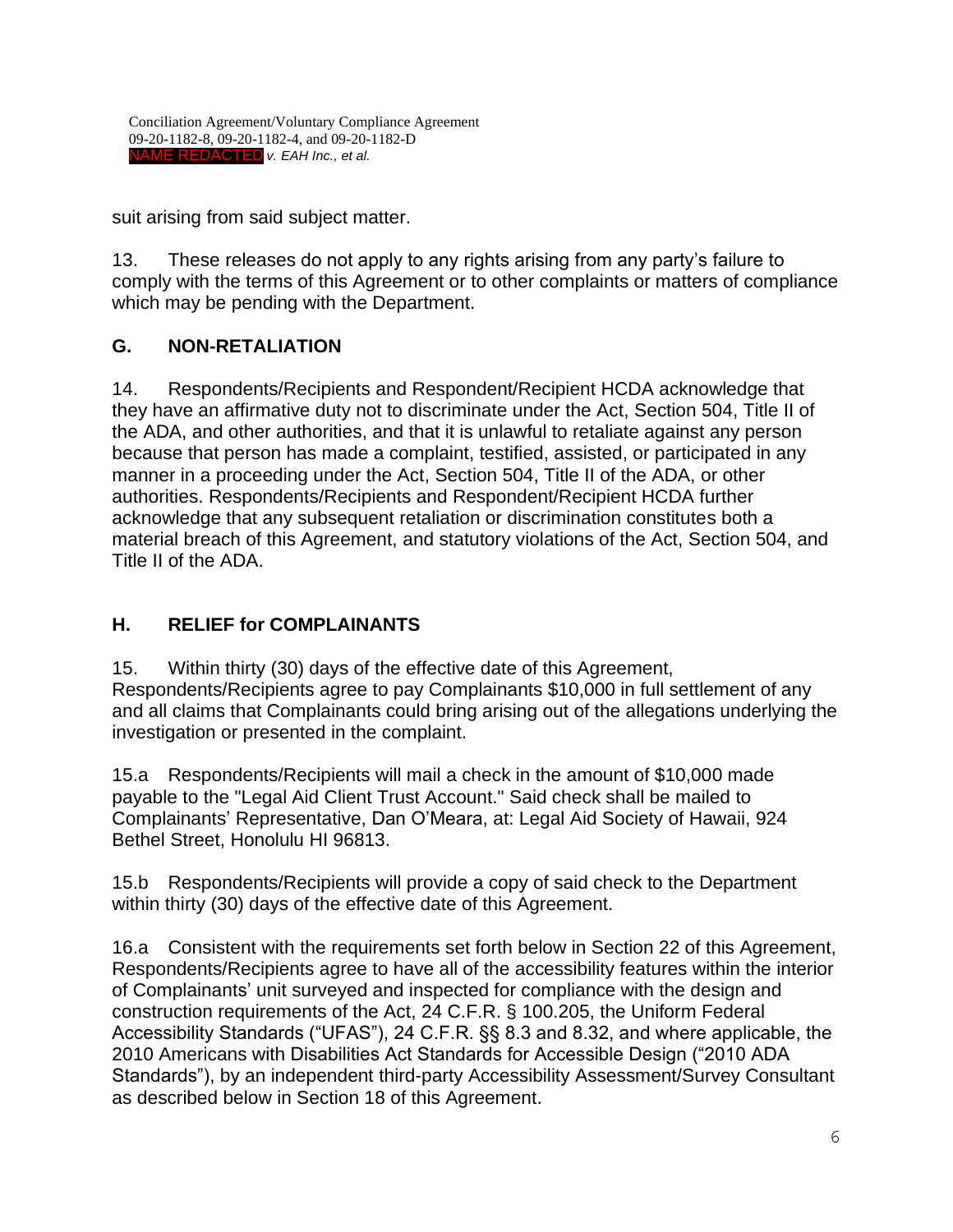suit arising from said subject matter.

13. These releases do not apply to any rights arising from any party's failure to comply with the terms of this Agreement or to other complaints or matters of compliance which may be pending with the Department.

## G. NON-RETALIATION

14. Respondents/Recipients and Respondent/Recipient HCDA acknowledge that they have an affirmative duty not to discriminate under the Act, Section 504, Title II of the ADA, and other authorities, and that it is unlawful to retaliate against any person because that person has made a complaint, testified, assisted, or participated in any manner in a proceeding under the Act, Section 504, Title II of the ADA, or other authorities. Respondents/Recipients and Respondent/Recipient HCDA further acknowledge that any subsequent retaliation or discrimination constitutes both a material breach of this Agreement, and statutory violations of the Act, Section 504, and Title II of the ADA.

## H. RELIEF for COMPLAINANTS

15. Within thirty (30) days of the effective date of this Agreement, Respondents/Recipients agree to pay Complainants $10,000 in full settlement of any and all claims that Complainants could bring arising out of the allegations underlying the investigation or presented in the complaint.

15.a Respondents/Recipients will mail a check in the amount of $10,000 made payable to the "Legal Aid Client Trust Account." Said check shall be mailed to Complainants' Representative, Dan O'Meara, at: Legal Aid Society of Hawaii, 924 Bethel Street, Honolulu HI 96813.

15.b Respondents/Recipients will provide a copy of said check to the Department within thirty (30) days of the effective date of this Agreement.

16.a Consistent with the requirements set forth below in Section 22 of this Agreement, Respondents/Recipients agree to have all of the accessibility features within the interior of Complainants' unit surveyed and inspected for compliance with the design and construction requirements of the Act, 24 C.F.R. § 100.205, the Uniform Federal Accessibility Standards ("UFAS"), 24 C.F.R. §§ 8.3 and 8.32, and where applicable, the 2010 Americans with Disabilities Act Standards for Accessible Design ("2010 ADA Standards"), by an independent third-party Accessibility Assessment/Survey Consultant as described below in Section 18 of this Agreement.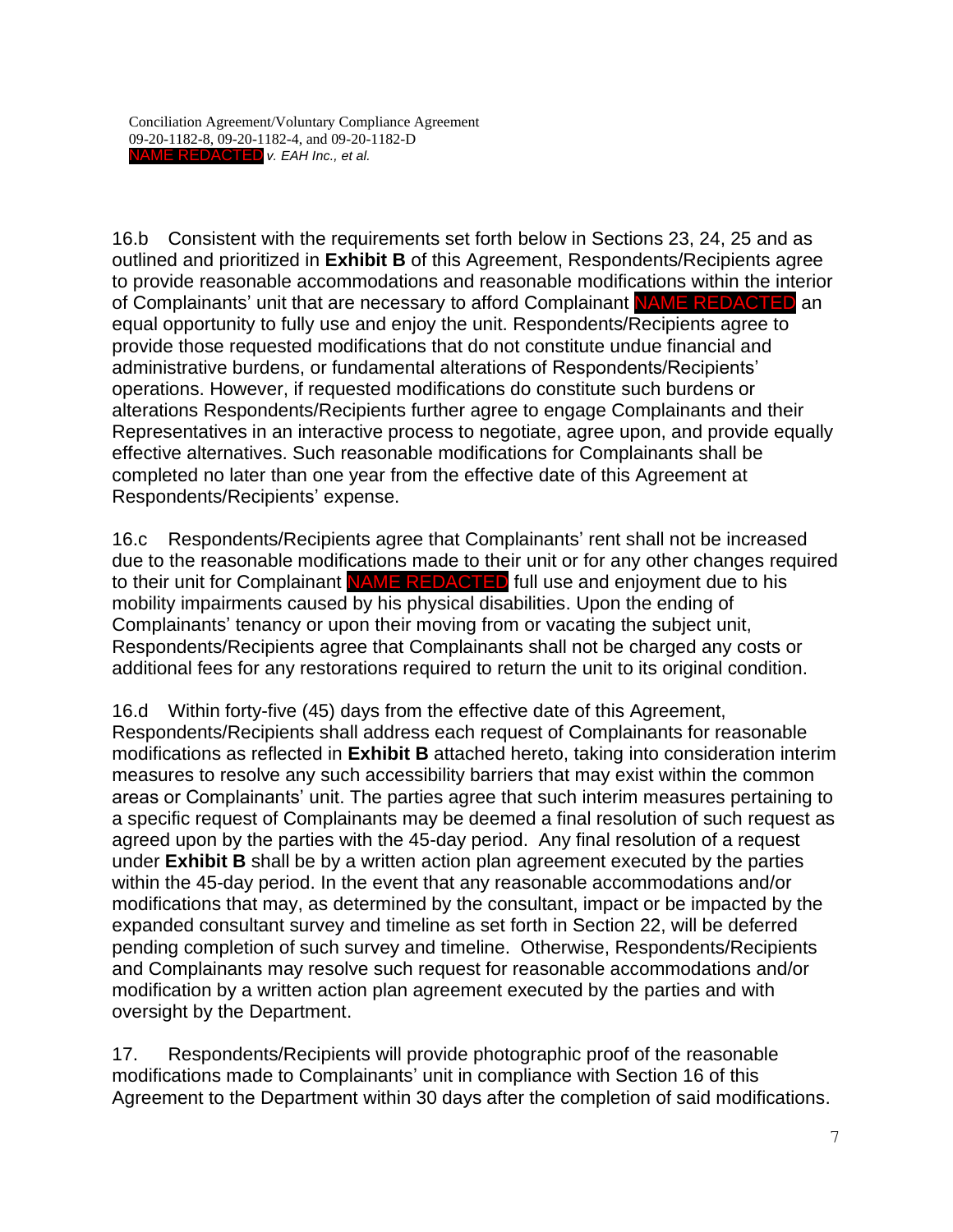16.b Consistent with the requirements set forth below in Sections 23, 24, 25 and as outlined and prioritized in **Exhibit B** of this Agreement, Respondents/Recipients agree to provide reasonable accommodations and reasonable modifications within the interior of Complainants' unit that are necessary to afford Complainant NAME REDACTED an equal opportunity to fully use and enjoy the unit. Respondents/Recipients agree to provide those requested modifications that do not constitute undue financial and administrative burdens, or fundamental alterations of Respondents/Recipients' operations. However, if requested modifications do constitute such burdens or alterations Respondents/Recipients further agree to engage Complainants and their Representatives in an interactive process to negotiate, agree upon, and provide equally effective alternatives. Such reasonable modifications for Complainants shall be completed no later than one year from the effective date of this Agreement at Respondents/Recipients' expense.

16.c Respondents/Recipients agree that Complainants' rent shall not be increased due to the reasonable modifications made to their unit or for any other changes required to their unit for Complainant NAME REDACTED full use and enjoyment due to his mobility impairments caused by his physical disabilities. Upon the ending of Complainants' tenancy or upon their moving from or vacating the subject unit, Respondents/Recipients agree that Complainants shall not be charged any costs or additional fees for any restorations required to return the unit to its original condition.

16.d Within forty-five (45) days from the effective date of this Agreement, Respondents/Recipients shall address each request of Complainants for reasonable modifications as reflected in **Exhibit B** attached hereto, taking into consideration interim measures to resolve any such accessibility barriers that may exist within the common areas or Complainants' unit. The parties agree that such interim measures pertaining to a specific request of Complainants may be deemed a final resolution of such request as agreed upon by the parties with the 45-day period. Any final resolution of a request under **Exhibit B** shall be by a written action plan agreement executed by the parties within the 45-day period. In the event that any reasonable accommodations and/or modifications that may, as determined by the consultant, impact or be impacted by the expanded consultant survey and timeline as set forth in Section 22, will be deferred pending completion of such survey and timeline. Otherwise, Respondents/Recipients and Complainants may resolve such request for reasonable accommodations and/or modification by a written action plan agreement executed by the parties and with oversight by the Department.

17. Respondents/Recipients will provide photographic proof of the reasonable modifications made to Complainants' unit in compliance with Section 16 of this Agreement to the Department within 30 days after the completion of said modifications.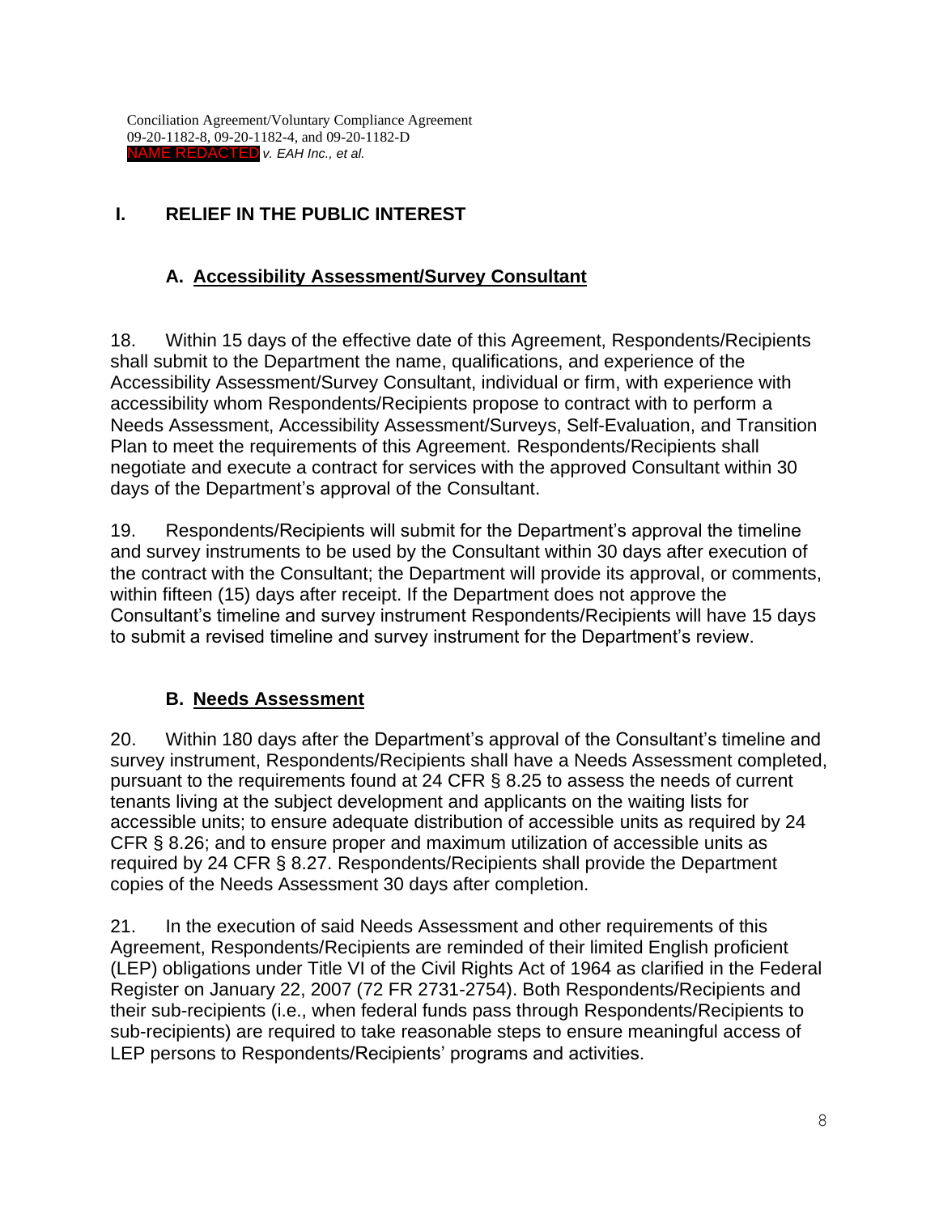## I. RELIEF IN THE PUBLIC INTEREST

### A. Accessibility Assessment/Survey Consultant

18. Within 15 days of the effective date of this Agreement, Respondents/Recipients shall submit to the Department the name, qualifications, and experience of the Accessibility Assessment/Survey Consultant, individual or firm, with experience with accessibility whom Respondents/Recipients propose to contract with to perform a Needs Assessment, Accessibility Assessment/Surveys, Self-Evaluation, and Transition Plan to meet the requirements of this Agreement. Respondents/Recipients shall negotiate and execute a contract for services with the approved Consultant within 30 days of the Department's approval of the Consultant.

19. Respondents/Recipients will submit for the Department's approval the timeline and survey instruments to be used by the Consultant within 30 days after execution of the contract with the Consultant; the Department will provide its approval, or comments, within fifteen (15) days after receipt. If the Department does not approve the Consultant's timeline and survey instrument Respondents/Recipients will have 15 days to submit a revised timeline and survey instrument for the Department's review.

### B. Needs Assessment

20. Within 180 days after the Department's approval of the Consultant's timeline and survey instrument, Respondents/Recipients shall have a Needs Assessment completed, pursuant to the requirements found at 24 CFR § 8.25 to assess the needs of current tenants living at the subject development and applicants on the waiting lists for accessible units; to ensure adequate distribution of accessible units as required by 24 CFR § 8.26; and to ensure proper and maximum utilization of accessible units as required by 24 CFR § 8.27. Respondents/Recipients shall provide the Department copies of the Needs Assessment 30 days after completion.

21. In the execution of said Needs Assessment and other requirements of this Agreement, Respondents/Recipients are reminded of their limited English proficient (LEP) obligations under Title VI of the Civil Rights Act of 1964 as clarified in the Federal Register on January 22, 2007 (72 FR 2731-2754). Both Respondents/Recipients and their sub-recipients (i.e., when federal funds pass through Respondents/Recipients to sub-recipients) are required to take reasonable steps to ensure meaningful access of LEP persons to Respondents/Recipients' programs and activities.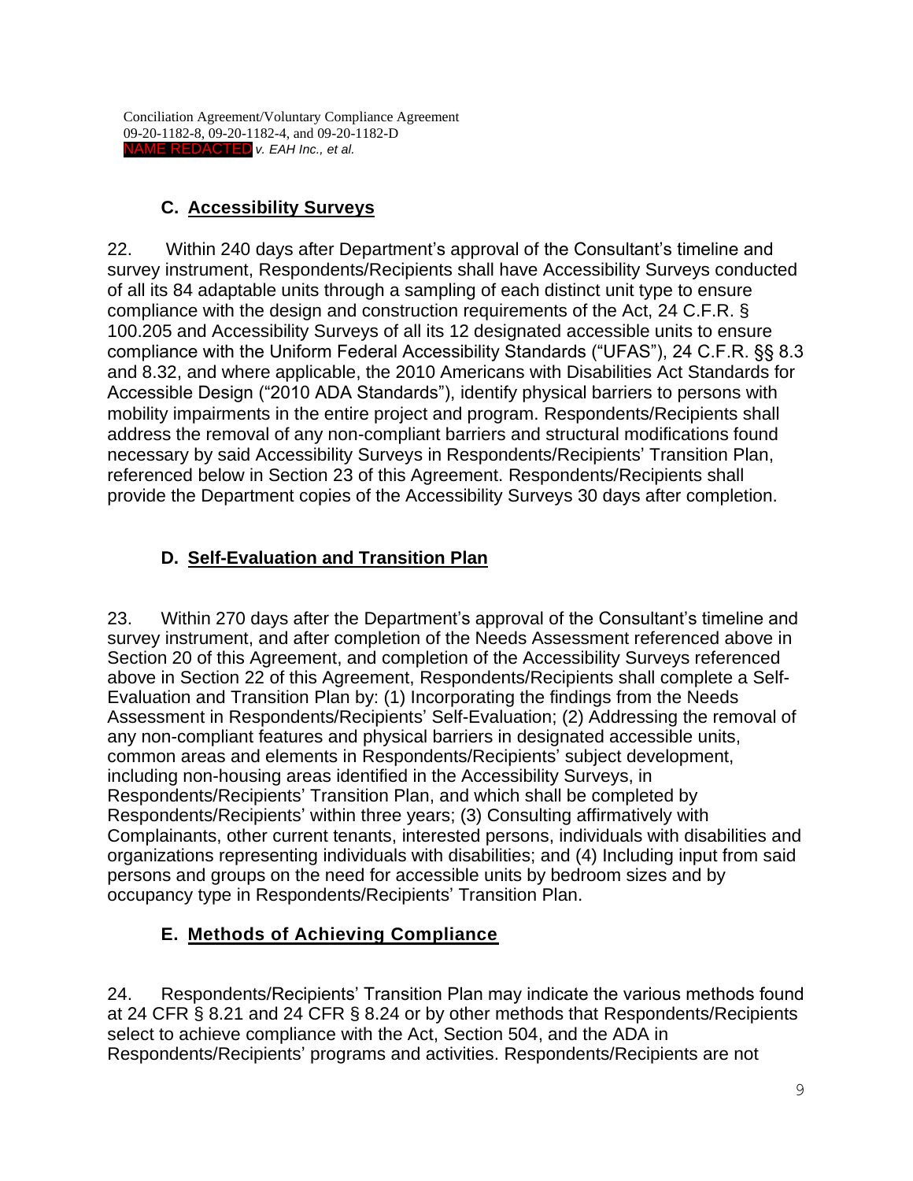### C. Accessibility Surveys

22. Within 240 days after Department's approval of the Consultant's timeline and survey instrument, Respondents/Recipients shall have Accessibility Surveys conducted of all its 84 adaptable units through a sampling of each distinct unit type to ensure compliance with the design and construction requirements of the Act, 24 C.F.R. § 100.205 and Accessibility Surveys of all its 12 designated accessible units to ensure compliance with the Uniform Federal Accessibility Standards ("UFAS"), 24 C.F.R. §§ 8.3 and 8.32, and where applicable, the 2010 Americans with Disabilities Act Standards for Accessible Design ("2010 ADA Standards"), identify physical barriers to persons with mobility impairments in the entire project and program. Respondents/Recipients shall address the removal of any non-compliant barriers and structural modifications found necessary by said Accessibility Surveys in Respondents/Recipients' Transition Plan, referenced below in Section 23 of this Agreement. Respondents/Recipients shall provide the Department copies of the Accessibility Surveys 30 days after completion.

### D. Self-Evaluation and Transition Plan

23. Within 270 days after the Department's approval of the Consultant's timeline and survey instrument, and after completion of the Needs Assessment referenced above in Section 20 of this Agreement, and completion of the Accessibility Surveys referenced above in Section 22 of this Agreement, Respondents/Recipients shall complete a Self-Evaluation and Transition Plan by: (1) Incorporating the findings from the Needs Assessment in Respondents/Recipients' Self-Evaluation; (2) Addressing the removal of any non-compliant features and physical barriers in designated accessible units, common areas and elements in Respondents/Recipients' subject development, including non-housing areas identified in the Accessibility Surveys, in Respondents/Recipients' Transition Plan, and which shall be completed by Respondents/Recipients' within three years; (3) Consulting affirmatively with Complainants, other current tenants, interested persons, individuals with disabilities and organizations representing individuals with disabilities; and (4) Including input from said persons and groups on the need for accessible units by bedroom sizes and by occupancy type in Respondents/Recipients' Transition Plan.

### E. Methods of Achieving Compliance

24. Respondents/Recipients' Transition Plan may indicate the various methods found at 24 CFR § 8.21 and 24 CFR § 8.24 or by other methods that Respondents/Recipients select to achieve compliance with the Act, Section 504, and the ADA in Respondents/Recipients' programs and activities. Respondents/Recipients are not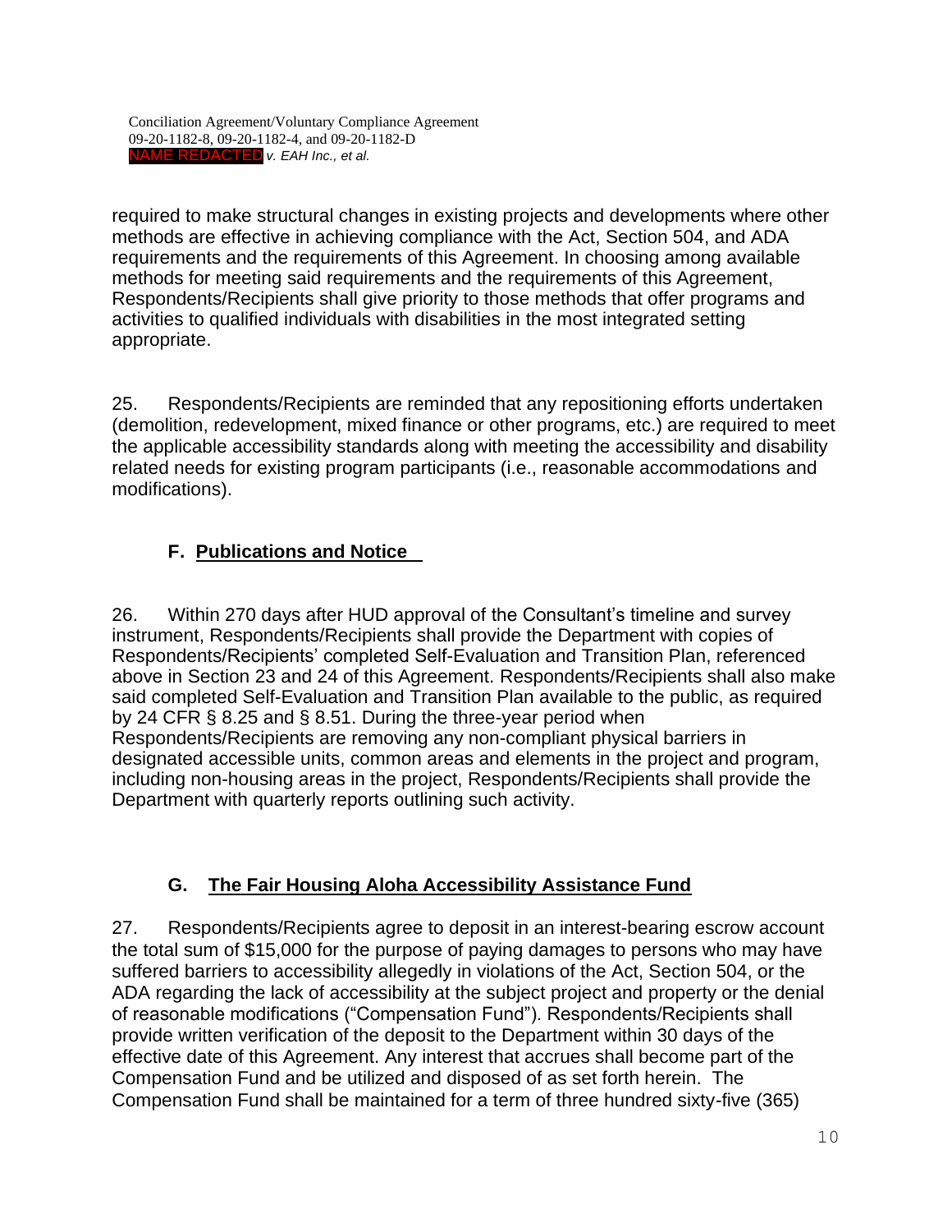required to make structural changes in existing projects and developments where other methods are effective in achieving compliance with the Act, Section 504, and ADA requirements and the requirements of this Agreement. In choosing among available methods for meeting said requirements and the requirements of this Agreement, Respondents/Recipients shall give priority to those methods that offer programs and activities to qualified individuals with disabilities in the most integrated setting appropriate.

25. Respondents/Recipients are reminded that any repositioning efforts undertaken (demolition, redevelopment, mixed finance or other programs, etc.) are required to meet the applicable accessibility standards along with meeting the accessibility and disability related needs for existing program participants (i.e., reasonable accommodations and modifications).

## F. <u>Publications and Notice</u>

26. Within 270 days after HUD approval of the Consultant's timeline and survey instrument, Respondents/Recipients shall provide the Department with copies of Respondents/Recipients' completed Self-Evaluation and Transition Plan, referenced above in Section 23 and 24 of this Agreement. Respondents/Recipients shall also make said completed Self-Evaluation and Transition Plan available to the public, as required by 24 CFR § 8.25 and § 8.51. During the three-year period when Respondents/Recipients are removing any non-compliant physical barriers in designated accessible units, common areas and elements in the project and program, including non-housing areas in the project, Respondents/Recipients shall provide the Department with quarterly reports outlining such activity.

## G. <u>The Fair Housing Aloha Accessibility Assistance Fund</u>

27. Respondents/Recipients agree to deposit in an interest-bearing escrow account the total sum of $15,000 for the purpose of paying damages to persons who may have suffered barriers to accessibility allegedly in violations of the Act, Section 504, or the ADA regarding the lack of accessibility at the subject project and property or the denial of reasonable modifications ("Compensation Fund"). Respondents/Recipients shall provide written verification of the deposit to the Department within 30 days of the effective date of this Agreement. Any interest that accrues shall become part of the Compensation Fund and be utilized and disposed of as set forth herein. The Compensation Fund shall be maintained for a term of three hundred sixty-five (365)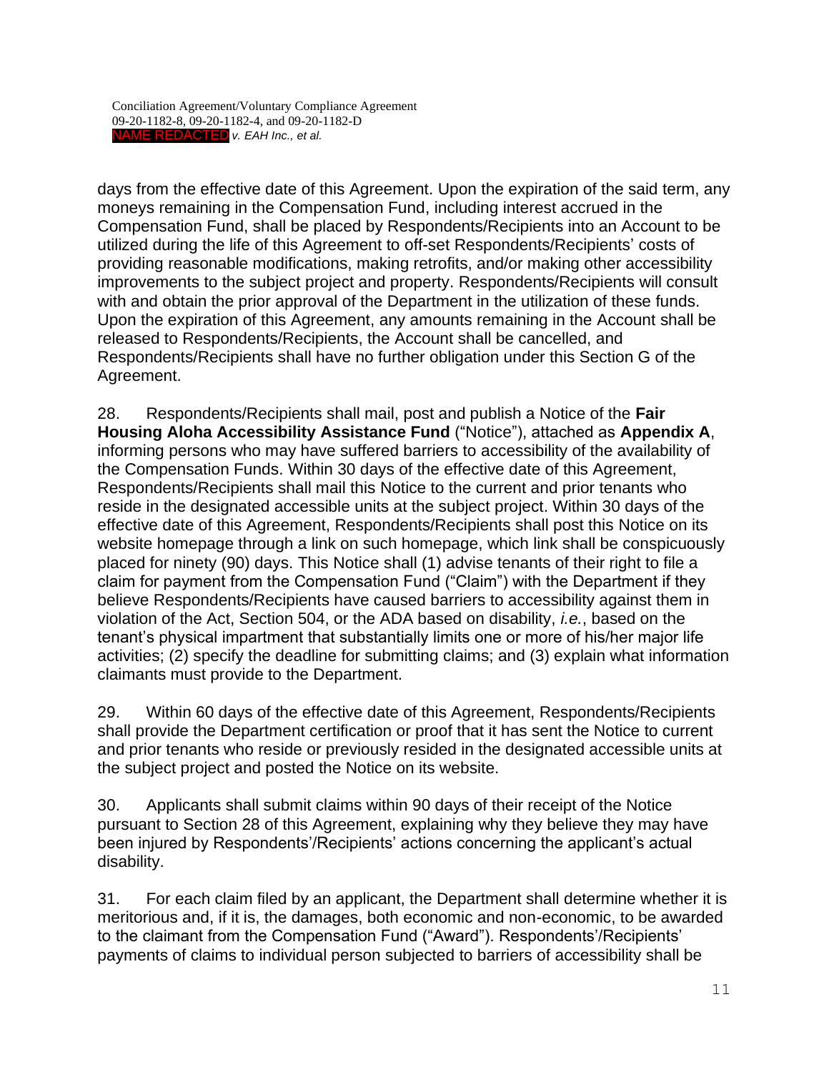days from the effective date of this Agreement. Upon the expiration of the said term, any moneys remaining in the Compensation Fund, including interest accrued in the Compensation Fund, shall be placed by Respondents/Recipients into an Account to be utilized during the life of this Agreement to off-set Respondents/Recipients' costs of providing reasonable modifications, making retrofits, and/or making other accessibility improvements to the subject project and property. Respondents/Recipients will consult with and obtain the prior approval of the Department in the utilization of these funds. Upon the expiration of this Agreement, any amounts remaining in the Account shall be released to Respondents/Recipients, the Account shall be cancelled, and Respondents/Recipients shall have no further obligation under this Section G of the Agreement.

28. Respondents/Recipients shall mail, post and publish a Notice of the **Fair Housing Aloha Accessibility Assistance Fund** ("Notice"), attached as **Appendix A**, informing persons who may have suffered barriers to accessibility of the availability of the Compensation Funds. Within 30 days of the effective date of this Agreement, Respondents/Recipients shall mail this Notice to the current and prior tenants who reside in the designated accessible units at the subject project. Within 30 days of the effective date of this Agreement, Respondents/Recipients shall post this Notice on its website homepage through a link on such homepage, which link shall be conspicuously placed for ninety (90) days. This Notice shall (1) advise tenants of their right to file a claim for payment from the Compensation Fund ("Claim") with the Department if they believe Respondents/Recipients have caused barriers to accessibility against them in violation of the Act, Section 504, or the ADA based on disability, *i.e.*, based on the tenant's physical impartment that substantially limits one or more of his/her major life activities; (2) specify the deadline for submitting claims; and (3) explain what information claimants must provide to the Department.

29. Within 60 days of the effective date of this Agreement, Respondents/Recipients shall provide the Department certification or proof that it has sent the Notice to current and prior tenants who reside or previously resided in the designated accessible units at the subject project and posted the Notice on its website.

30. Applicants shall submit claims within 90 days of their receipt of the Notice pursuant to Section 28 of this Agreement, explaining why they believe they may have been injured by Respondents'/Recipients' actions concerning the applicant's actual disability.

31. For each claim filed by an applicant, the Department shall determine whether it is meritorious and, if it is, the damages, both economic and non-economic, to be awarded to the claimant from the Compensation Fund ("Award"). Respondents'/Recipients' payments of claims to individual person subjected to barriers of accessibility shall be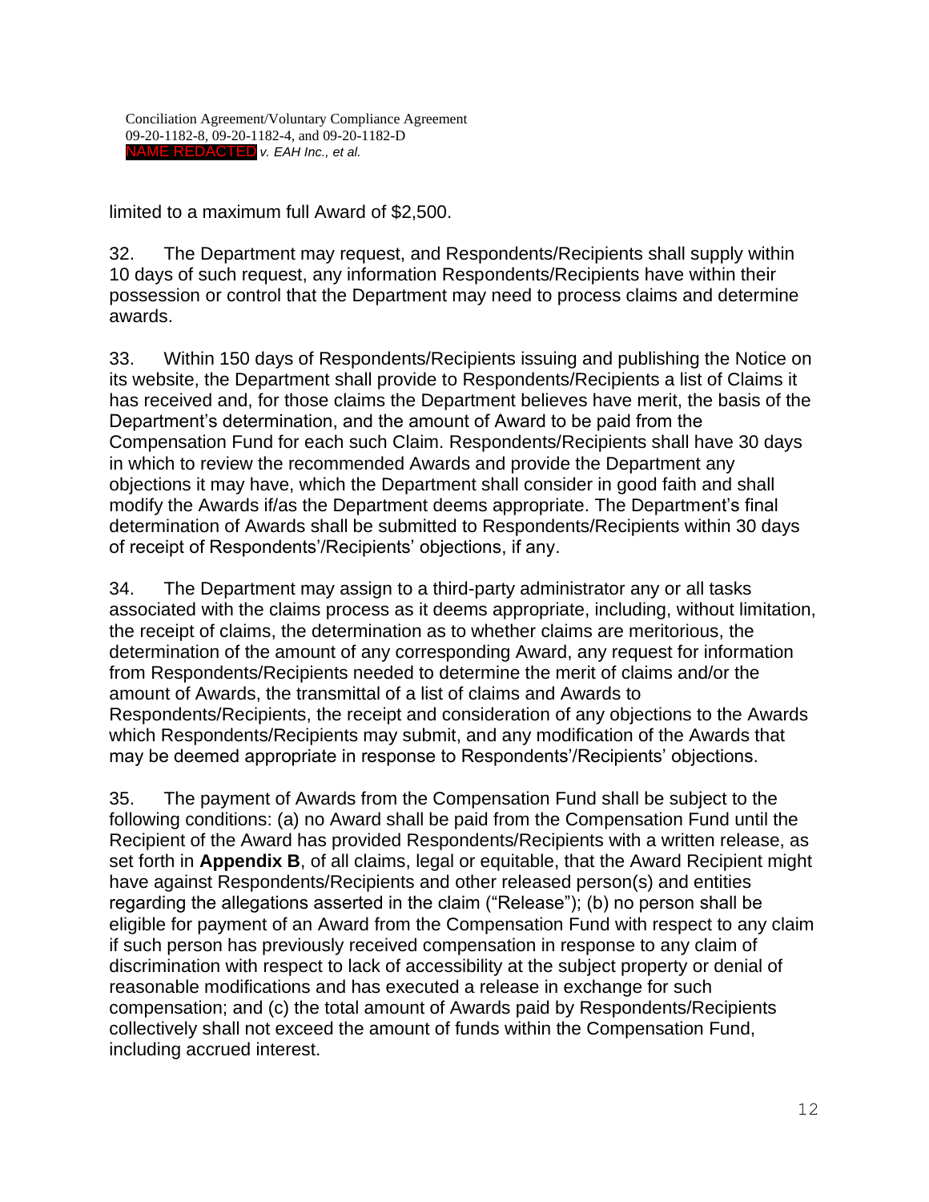limited to a maximum full Award of $2,500.

32. The Department may request, and Respondents/Recipients shall supply within 10 days of such request, any information Respondents/Recipients have within their possession or control that the Department may need to process claims and determine awards.

33. Within 150 days of Respondents/Recipients issuing and publishing the Notice on its website, the Department shall provide to Respondents/Recipients a list of Claims it has received and, for those claims the Department believes have merit, the basis of the Department's determination, and the amount of Award to be paid from the Compensation Fund for each such Claim. Respondents/Recipients shall have 30 days in which to review the recommended Awards and provide the Department any objections it may have, which the Department shall consider in good faith and shall modify the Awards if/as the Department deems appropriate. The Department's final determination of Awards shall be submitted to Respondents/Recipients within 30 days of receipt of Respondents'/Recipients' objections, if any.

34. The Department may assign to a third-party administrator any or all tasks associated with the claims process as it deems appropriate, including, without limitation, the receipt of claims, the determination as to whether claims are meritorious, the determination of the amount of any corresponding Award, any request for information from Respondents/Recipients needed to determine the merit of claims and/or the amount of Awards, the transmittal of a list of claims and Awards to Respondents/Recipients, the receipt and consideration of any objections to the Awards which Respondents/Recipients may submit, and any modification of the Awards that may be deemed appropriate in response to Respondents'/Recipients' objections.

35. The payment of Awards from the Compensation Fund shall be subject to the following conditions: (a) no Award shall be paid from the Compensation Fund until the Recipient of the Award has provided Respondents/Recipients with a written release, as set forth in **Appendix B**, of all claims, legal or equitable, that the Award Recipient might have against Respondents/Recipients and other released person(s) and entities regarding the allegations asserted in the claim ("Release"); (b) no person shall be eligible for payment of an Award from the Compensation Fund with respect to any claim if such person has previously received compensation in response to any claim of discrimination with respect to lack of accessibility at the subject property or denial of reasonable modifications and has executed a release in exchange for such compensation; and (c) the total amount of Awards paid by Respondents/Recipients collectively shall not exceed the amount of funds within the Compensation Fund, including accrued interest.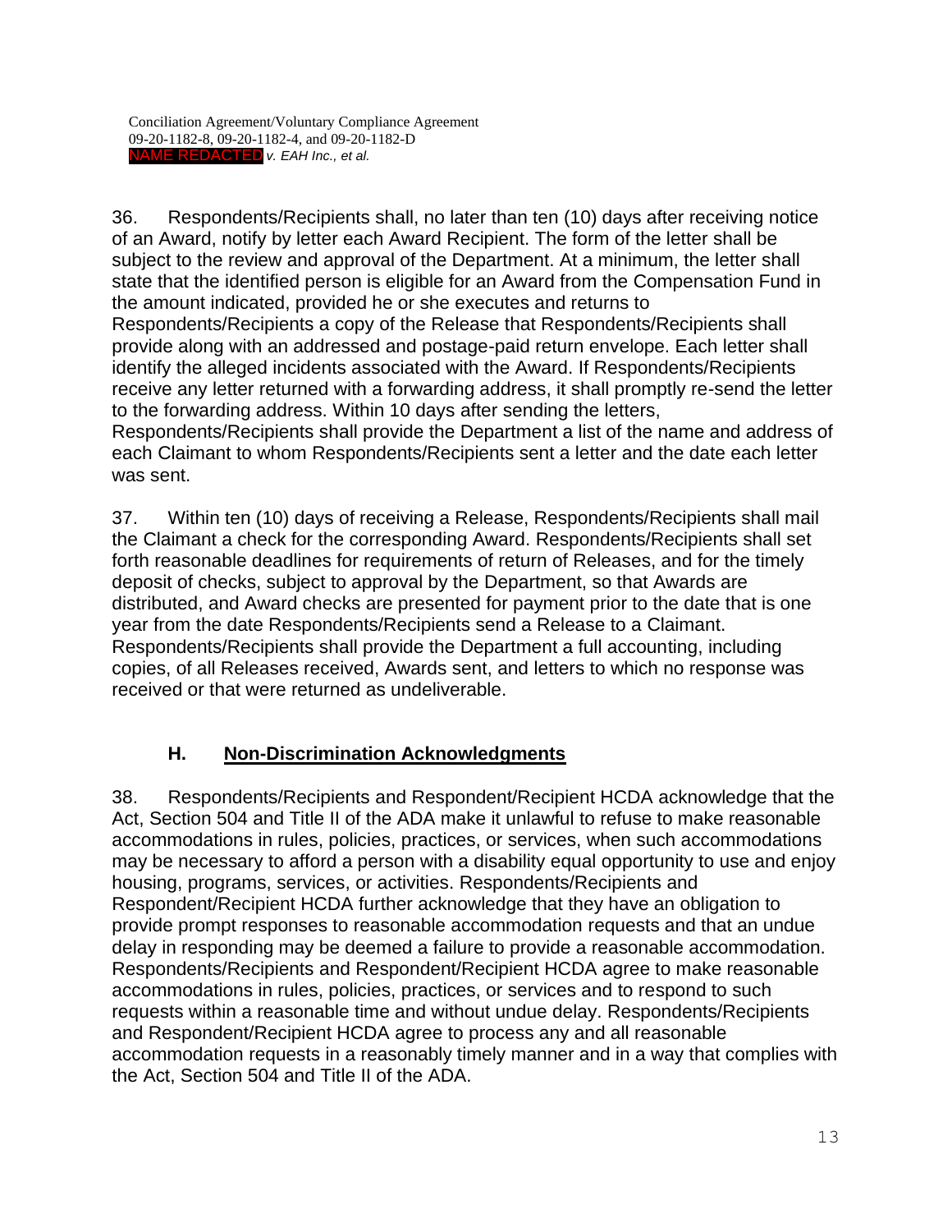36. Respondents/Recipients shall, no later than ten (10) days after receiving notice of an Award, notify by letter each Award Recipient. The form of the letter shall be subject to the review and approval of the Department. At a minimum, the letter shall state that the identified person is eligible for an Award from the Compensation Fund in the amount indicated, provided he or she executes and returns to Respondents/Recipients a copy of the Release that Respondents/Recipients shall provide along with an addressed and postage-paid return envelope. Each letter shall identify the alleged incidents associated with the Award. If Respondents/Recipients receive any letter returned with a forwarding address, it shall promptly re-send the letter to the forwarding address. Within 10 days after sending the letters, Respondents/Recipients shall provide the Department a list of the name and address of each Claimant to whom Respondents/Recipients sent a letter and the date each letter was sent.

37. Within ten (10) days of receiving a Release, Respondents/Recipients shall mail the Claimant a check for the corresponding Award. Respondents/Recipients shall set forth reasonable deadlines for requirements of return of Releases, and for the timely deposit of checks, subject to approval by the Department, so that Awards are distributed, and Award checks are presented for payment prior to the date that is one year from the date Respondents/Recipients send a Release to a Claimant. Respondents/Recipients shall provide the Department a full accounting, including copies, of all Releases received, Awards sent, and letters to which no response was received or that were returned as undeliverable.

## H. Non-Discrimination Acknowledgments

38. Respondents/Recipients and Respondent/Recipient HCDA acknowledge that the Act, Section 504 and Title II of the ADA make it unlawful to refuse to make reasonable accommodations in rules, policies, practices, or services, when such accommodations may be necessary to afford a person with a disability equal opportunity to use and enjoy housing, programs, services, or activities. Respondents/Recipients and Respondent/Recipient HCDA further acknowledge that they have an obligation to provide prompt responses to reasonable accommodation requests and that an undue delay in responding may be deemed a failure to provide a reasonable accommodation. Respondents/Recipients and Respondent/Recipient HCDA agree to make reasonable accommodations in rules, policies, practices, or services and to respond to such requests within a reasonable time and without undue delay. Respondents/Recipients and Respondent/Recipient HCDA agree to process any and all reasonable accommodation requests in a reasonably timely manner and in a way that complies with the Act, Section 504 and Title II of the ADA.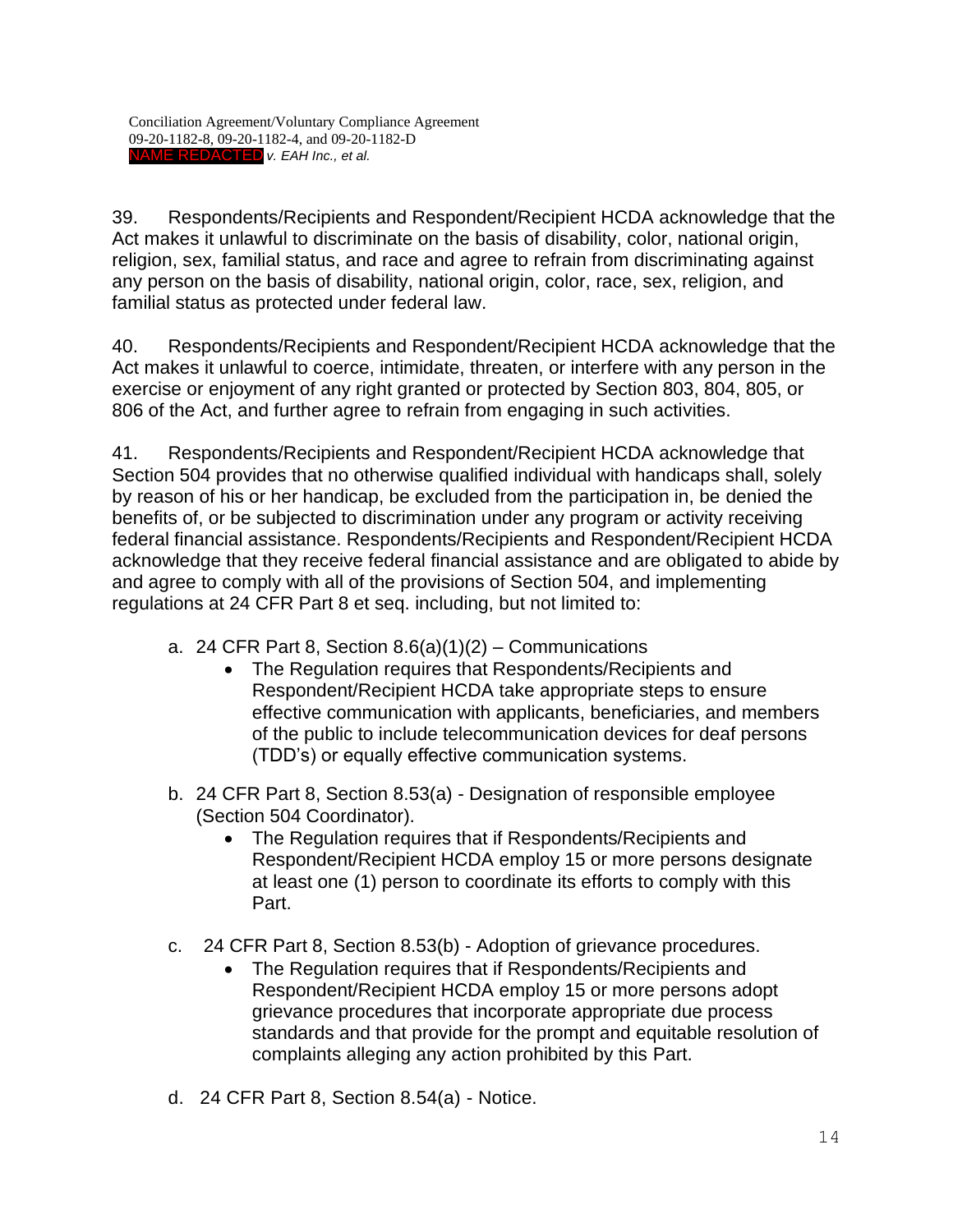39. Respondents/Recipients and Respondent/Recipient HCDA acknowledge that the Act makes it unlawful to discriminate on the basis of disability, color, national origin, religion, sex, familial status, and race and agree to refrain from discriminating against any person on the basis of disability, national origin, color, race, sex, religion, and familial status as protected under federal law.

40. Respondents/Recipients and Respondent/Recipient HCDA acknowledge that the Act makes it unlawful to coerce, intimidate, threaten, or interfere with any person in the exercise or enjoyment of any right granted or protected by Section 803, 804, 805, or 806 of the Act, and further agree to refrain from engaging in such activities.

41. Respondents/Recipients and Respondent/Recipient HCDA acknowledge that Section 504 provides that no otherwise qualified individual with handicaps shall, solely by reason of his or her handicap, be excluded from the participation in, be denied the benefits of, or be subjected to discrimination under any program or activity receiving federal financial assistance. Respondents/Recipients and Respondent/Recipient HCDA acknowledge that they receive federal financial assistance and are obligated to abide by and agree to comply with all of the provisions of Section 504, and implementing regulations at 24 CFR Part 8 et seq. including, but not limited to:

a. 24 CFR Part 8, Section 8.6(a)(1)(2) – Communications
   - The Regulation requires that Respondents/Recipients and Respondent/Recipient HCDA take appropriate steps to ensure effective communication with applicants, beneficiaries, and members of the public to include telecommunication devices for deaf persons (TDD's) or equally effective communication systems.

b. 24 CFR Part 8, Section 8.53(a) - Designation of responsible employee (Section 504 Coordinator).
   - The Regulation requires that if Respondents/Recipients and Respondent/Recipient HCDA employ 15 or more persons designate at least one (1) person to coordinate its efforts to comply with this Part.

c. 24 CFR Part 8, Section 8.53(b) - Adoption of grievance procedures.
   - The Regulation requires that if Respondents/Recipients and Respondent/Recipient HCDA employ 15 or more persons adopt grievance procedures that incorporate appropriate due process standards and that provide for the prompt and equitable resolution of complaints alleging any action prohibited by this Part.

d. 24 CFR Part 8, Section 8.54(a) - Notice.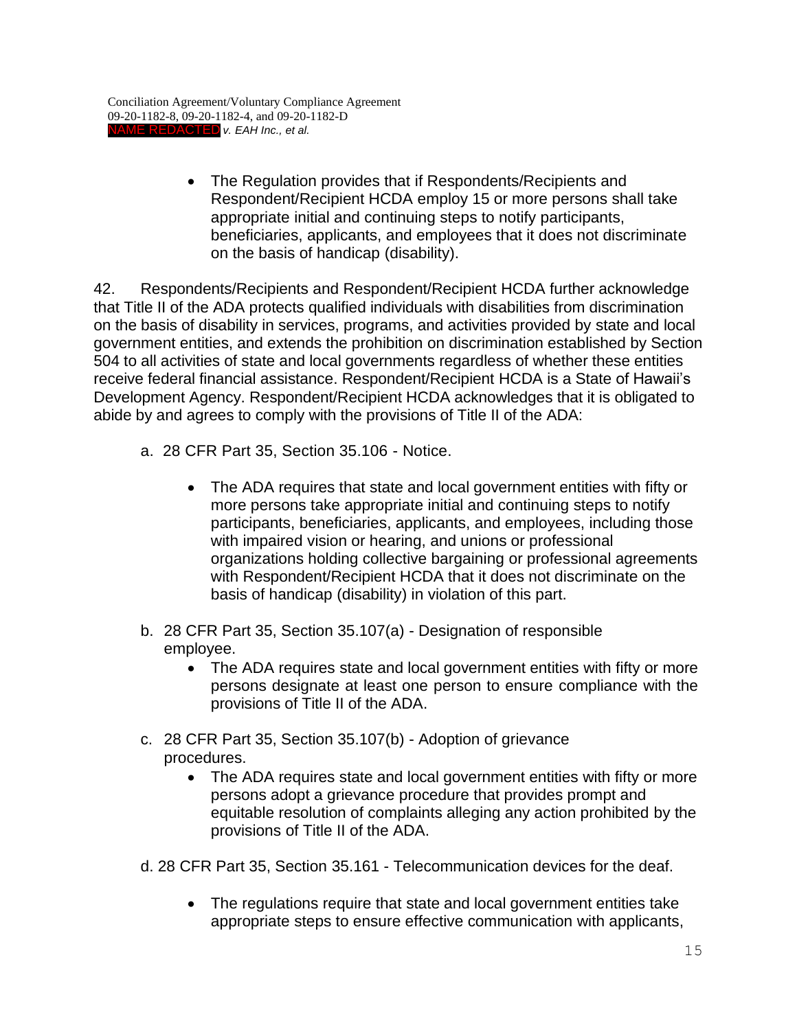- The Regulation provides that if Respondents/Recipients and Respondent/Recipient HCDA employ 15 or more persons shall take appropriate initial and continuing steps to notify participants, beneficiaries, applicants, and employees that it does not discriminate on the basis of handicap (disability).

42. Respondents/Recipients and Respondent/Recipient HCDA further acknowledge that Title II of the ADA protects qualified individuals with disabilities from discrimination on the basis of disability in services, programs, and activities provided by state and local government entities, and extends the prohibition on discrimination established by Section 504 to all activities of state and local governments regardless of whether these entities receive federal financial assistance. Respondent/Recipient HCDA is a State of Hawaii's Development Agency. Respondent/Recipient HCDA acknowledges that it is obligated to abide by and agrees to comply with the provisions of Title II of the ADA:

a. 28 CFR Part 35, Section 35.106 - Notice.

   - The ADA requires that state and local government entities with fifty or more persons take appropriate initial and continuing steps to notify participants, beneficiaries, applicants, and employees, including those with impaired vision or hearing, and unions or professional organizations holding collective bargaining or professional agreements with Respondent/Recipient HCDA that it does not discriminate on the basis of handicap (disability) in violation of this part.

b. 28 CFR Part 35, Section 35.107(a) - Designation of responsible employee.

   - The ADA requires state and local government entities with fifty or more persons designate at least one person to ensure compliance with the provisions of Title II of the ADA.

c. 28 CFR Part 35, Section 35.107(b) - Adoption of grievance procedures.

   - The ADA requires state and local government entities with fifty or more persons adopt a grievance procedure that provides prompt and equitable resolution of complaints alleging any action prohibited by the provisions of Title II of the ADA.

d. 28 CFR Part 35, Section 35.161 - Telecommunication devices for the deaf.

   - The regulations require that state and local government entities take appropriate steps to ensure effective communication with applicants,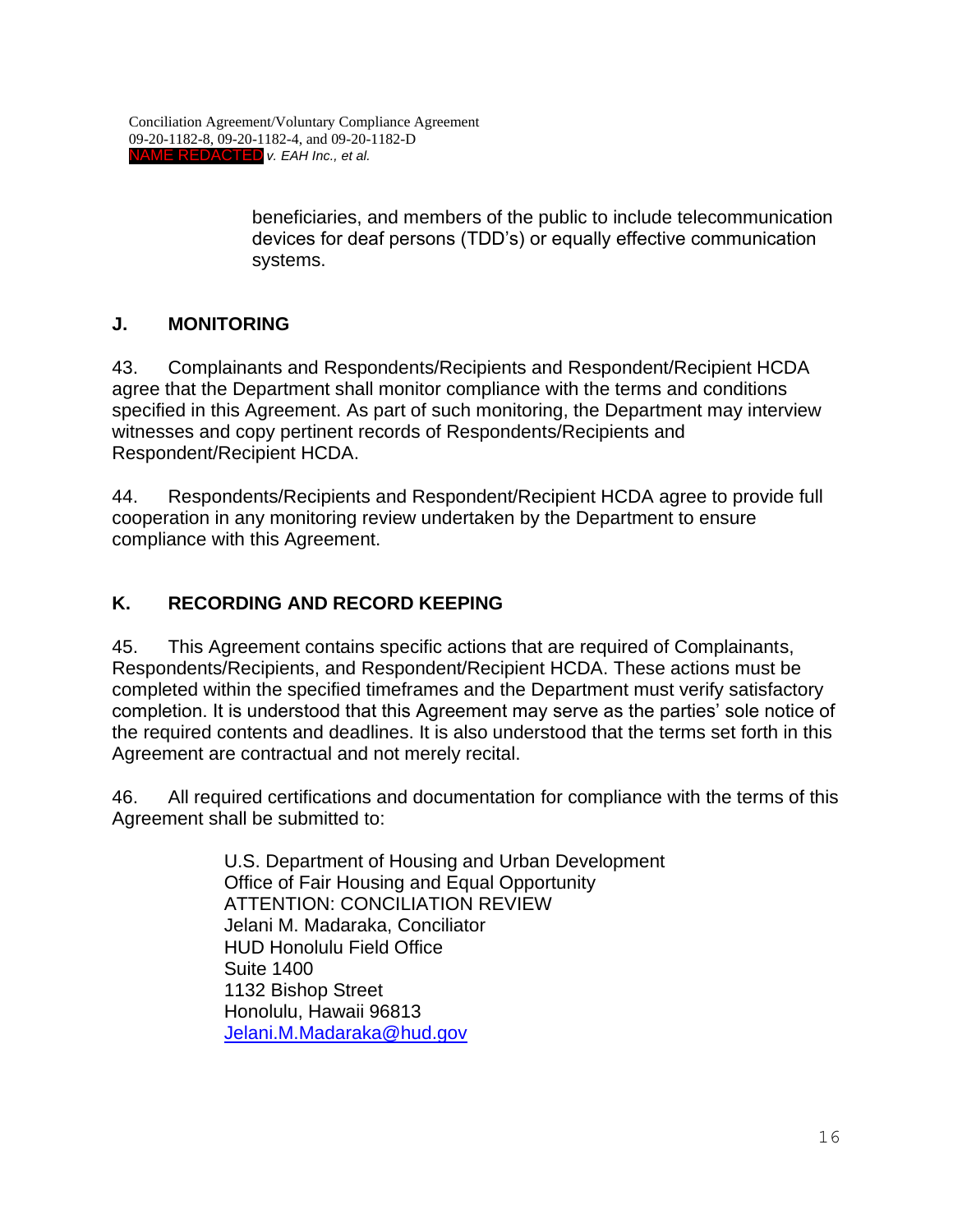beneficiaries, and members of the public to include telecommunication devices for deaf persons (TDD's) or equally effective communication systems.

## J. MONITORING

43. Complainants and Respondents/Recipients and Respondent/Recipient HCDA agree that the Department shall monitor compliance with the terms and conditions specified in this Agreement. As part of such monitoring, the Department may interview witnesses and copy pertinent records of Respondents/Recipients and Respondent/Recipient HCDA.

44. Respondents/Recipients and Respondent/Recipient HCDA agree to provide full cooperation in any monitoring review undertaken by the Department to ensure compliance with this Agreement.

## K. RECORDING AND RECORD KEEPING

45. This Agreement contains specific actions that are required of Complainants, Respondents/Recipients, and Respondent/Recipient HCDA. These actions must be completed within the specified timeframes and the Department must verify satisfactory completion. It is understood that this Agreement may serve as the parties' sole notice of the required contents and deadlines. It is also understood that the terms set forth in this Agreement are contractual and not merely recital.

46. All required certifications and documentation for compliance with the terms of this Agreement shall be submitted to:

U.S. Department of Housing and Urban Development
Office of Fair Housing and Equal Opportunity
ATTENTION: CONCILIATION REVIEW
Jelani M. Madaraka, Conciliator
HUD Honolulu Field Office
Suite 1400
1132 Bishop Street
Honolulu, Hawaii 96813
Jelani.M.Madaraka@hud.gov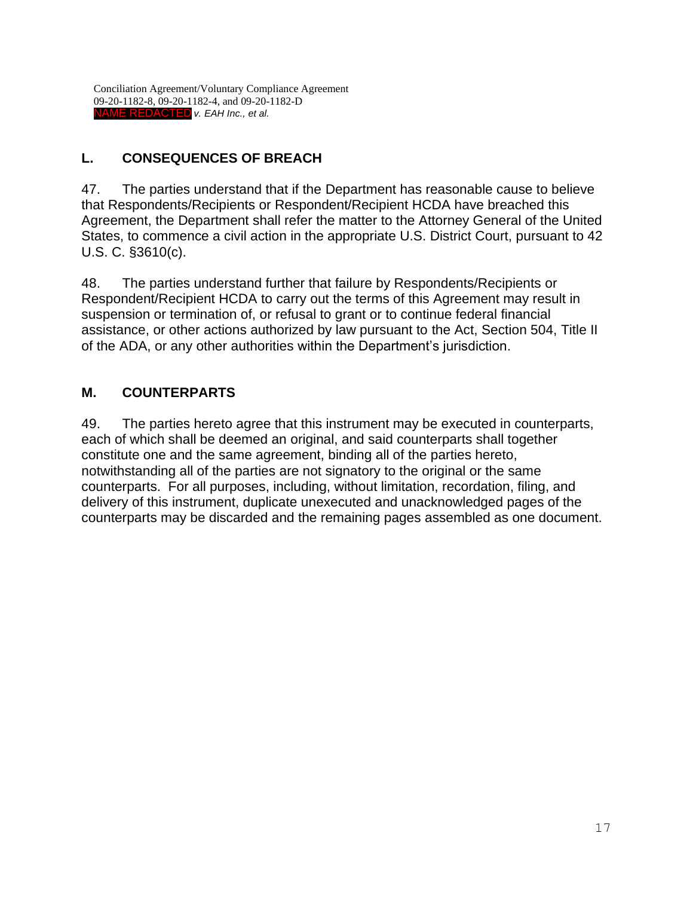## L. CONSEQUENCES OF BREACH

47. The parties understand that if the Department has reasonable cause to believe that Respondents/Recipients or Respondent/Recipient HCDA have breached this Agreement, the Department shall refer the matter to the Attorney General of the United States, to commence a civil action in the appropriate U.S. District Court, pursuant to 42 U.S. C. §3610(c).

48. The parties understand further that failure by Respondents/Recipients or Respondent/Recipient HCDA to carry out the terms of this Agreement may result in suspension or termination of, or refusal to grant or to continue federal financial assistance, or other actions authorized by law pursuant to the Act, Section 504, Title II of the ADA, or any other authorities within the Department's jurisdiction.

## M. COUNTERPARTS

49. The parties hereto agree that this instrument may be executed in counterparts, each of which shall be deemed an original, and said counterparts shall together constitute one and the same agreement, binding all of the parties hereto, notwithstanding all of the parties are not signatory to the original or the same counterparts. For all purposes, including, without limitation, recordation, filing, and delivery of this instrument, duplicate unexecuted and unacknowledged pages of the counterparts may be discarded and the remaining pages assembled as one document.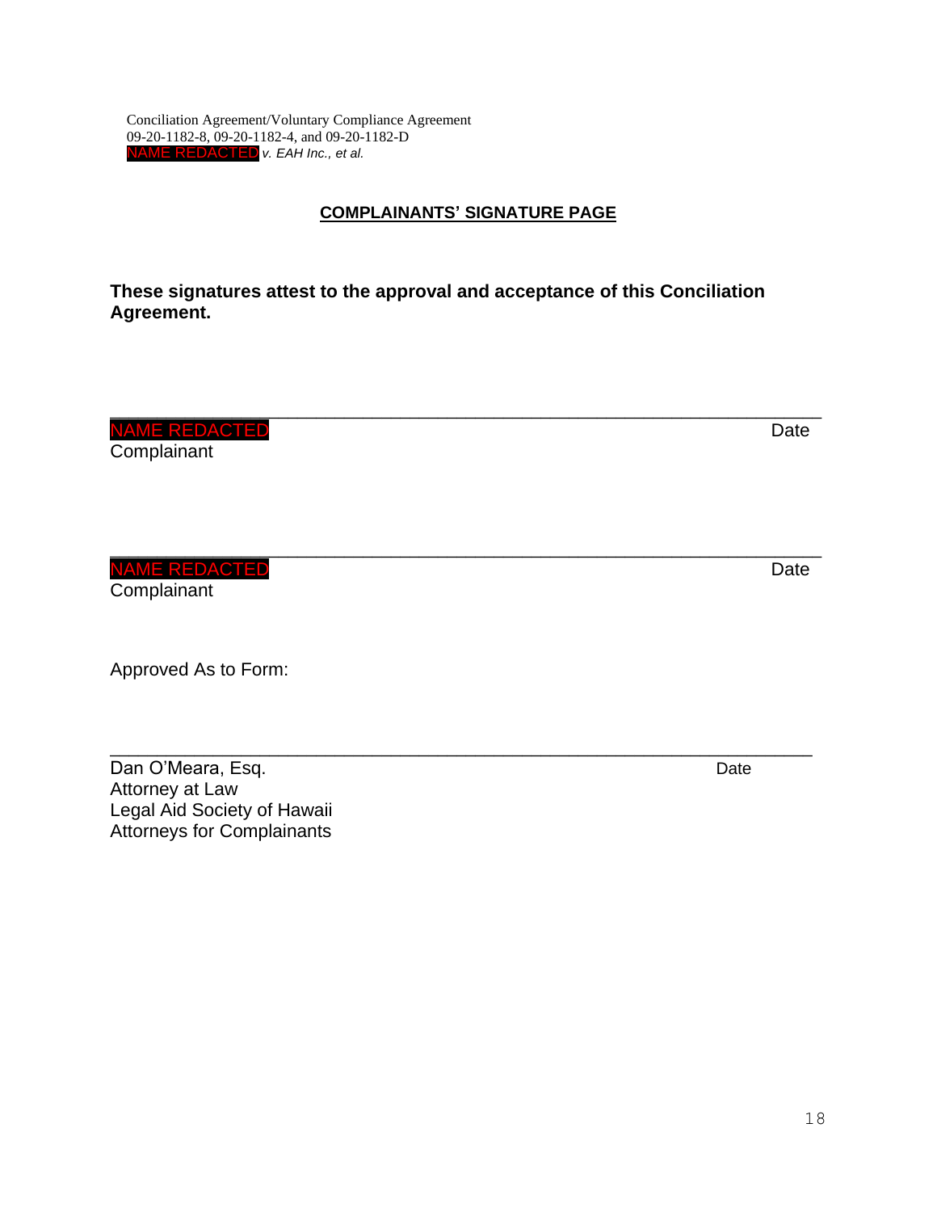Conciliation Agreement/Voluntary Compliance Agreement
09-20-1182-8, 09-20-1182-4, and 09-20-1182-D
NAME REDACTED *v. EAH Inc., et al.*

**COMPLAINANTS' SIGNATURE PAGE**

**These signatures attest to the approval and acceptance of this Conciliation Agreement.**

_______________________________________________________________

NAME REDACTED Date
Complainant

_______________________________________________________________

NAME REDACTED Date
Complainant

Approved As to Form:

_______________________________________________________________

Dan O'Meara, Esq. Date
Attorney at Law
Legal Aid Society of Hawaii
Attorneys for Complainants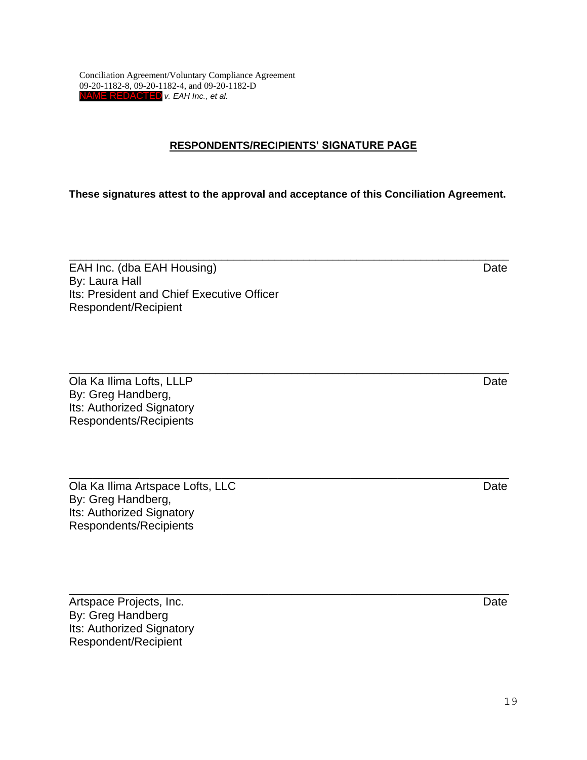Conciliation Agreement/Voluntary Compliance Agreement
09-20-1182-8, 09-20-1182-4, and 09-20-1182-D
NAME REDACTED *v. EAH Inc., et al.*

**RESPONDENTS/RECIPIENTS' SIGNATURE PAGE**

**These signatures attest to the approval and acceptance of this Conciliation Agreement.**

\_\_\_\_\_\_\_\_\_\_\_\_\_\_\_\_\_\_\_\_\_\_\_\_\_\_\_\_\_\_\_\_\_\_\_\_\_\_\_\_\_\_\_\_\_\_\_\_\_\_\_\_\_\_\_\_\_\_\_\_\_\_\_\_

EAH Inc. (dba EAH Housing) Date
By: Laura Hall
Its: President and Chief Executive Officer
Respondent/Recipient

\_\_\_\_\_\_\_\_\_\_\_\_\_\_\_\_\_\_\_\_\_\_\_\_\_\_\_\_\_\_\_\_\_\_\_\_\_\_\_\_\_\_\_\_\_\_\_\_\_\_\_\_\_\_\_\_\_\_\_\_\_\_\_\_

Ola Ka Ilima Lofts, LLLP Date
By: Greg Handberg,
Its: Authorized Signatory
Respondents/Recipients

\_\_\_\_\_\_\_\_\_\_\_\_\_\_\_\_\_\_\_\_\_\_\_\_\_\_\_\_\_\_\_\_\_\_\_\_\_\_\_\_\_\_\_\_\_\_\_\_\_\_\_\_\_\_\_\_\_\_\_\_\_\_\_\_

Ola Ka Ilima Artspace Lofts, LLC Date
By: Greg Handberg,
Its: Authorized Signatory
Respondents/Recipients

\_\_\_\_\_\_\_\_\_\_\_\_\_\_\_\_\_\_\_\_\_\_\_\_\_\_\_\_\_\_\_\_\_\_\_\_\_\_\_\_\_\_\_\_\_\_\_\_\_\_\_\_\_\_\_\_\_\_\_\_\_\_\_\_

Artspace Projects, Inc. Date
By: Greg Handberg
Its: Authorized Signatory
Respondent/Recipient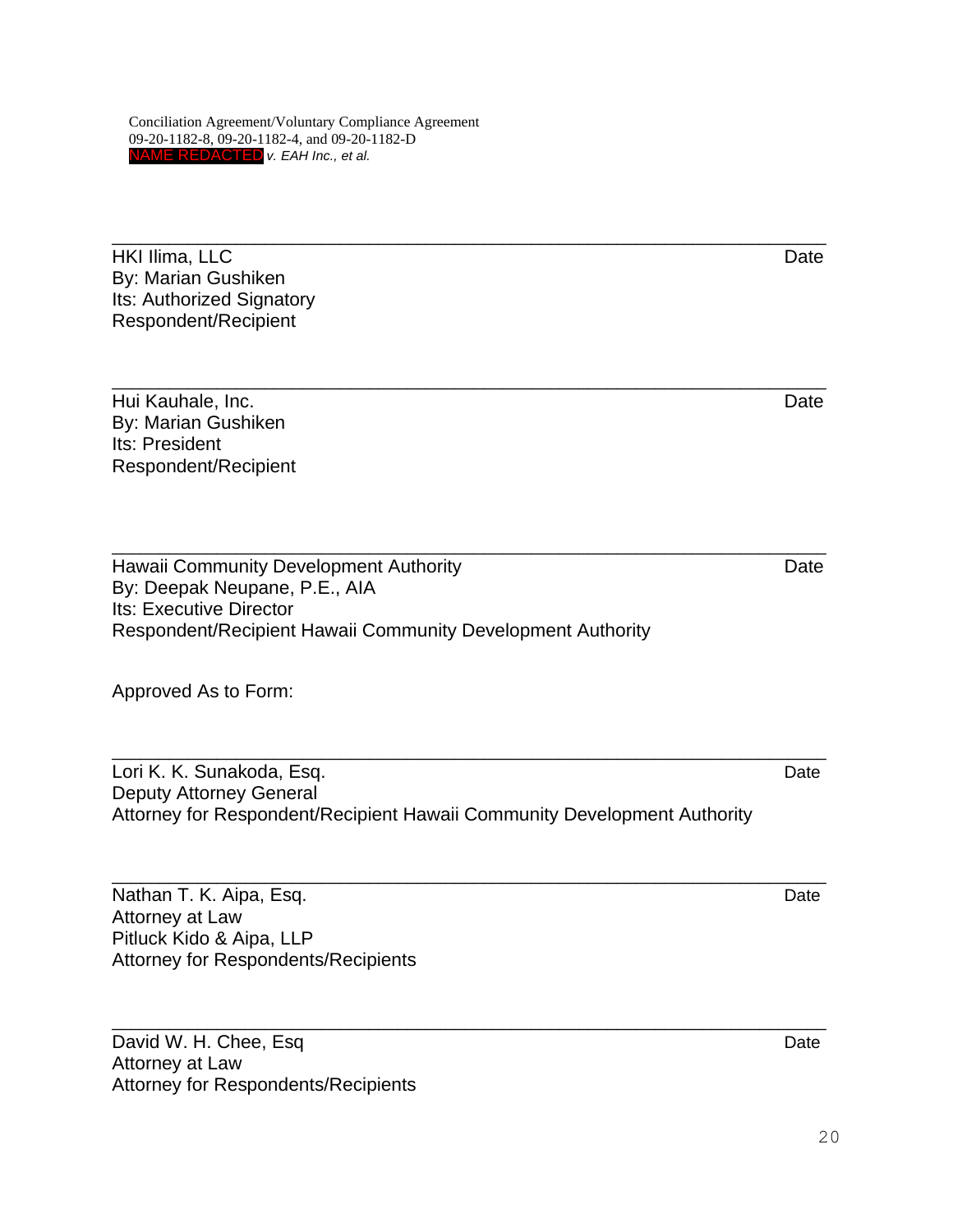Conciliation Agreement/Voluntary Compliance Agreement
09-20-1182-8, 09-20-1182-4, and 09-20-1182-D
NAME REDACTED *v. EAH Inc., et al.*

\_\_\_\_\_\_\_\_\_\_\_\_\_\_\_\_\_\_\_\_\_\_\_\_\_\_\_\_\_\_\_\_\_\_\_\_\_\_\_\_\_\_\_\_\_\_\_\_\_\_\_\_\_\_\_\_\_\_\_\_

HKI Ilima, LLC — Date
By: Marian Gushiken
Its: Authorized Signatory
Respondent/Recipient

\_\_\_\_\_\_\_\_\_\_\_\_\_\_\_\_\_\_\_\_\_\_\_\_\_\_\_\_\_\_\_\_\_\_\_\_\_\_\_\_\_\_\_\_\_\_\_\_\_\_\_\_\_\_\_\_\_\_\_\_

Hui Kauhale, Inc. — Date
By: Marian Gushiken
Its: President
Respondent/Recipient

\_\_\_\_\_\_\_\_\_\_\_\_\_\_\_\_\_\_\_\_\_\_\_\_\_\_\_\_\_\_\_\_\_\_\_\_\_\_\_\_\_\_\_\_\_\_\_\_\_\_\_\_\_\_\_\_\_\_\_\_

Hawaii Community Development Authority — Date
By: Deepak Neupane, P.E., AIA
Its: Executive Director
Respondent/Recipient Hawaii Community Development Authority

Approved As to Form:

\_\_\_\_\_\_\_\_\_\_\_\_\_\_\_\_\_\_\_\_\_\_\_\_\_\_\_\_\_\_\_\_\_\_\_\_\_\_\_\_\_\_\_\_\_\_\_\_\_\_\_\_\_\_\_\_\_\_\_\_

Lori K. K. Sunakoda, Esq. — Date
Deputy Attorney General
Attorney for Respondent/Recipient Hawaii Community Development Authority

\_\_\_\_\_\_\_\_\_\_\_\_\_\_\_\_\_\_\_\_\_\_\_\_\_\_\_\_\_\_\_\_\_\_\_\_\_\_\_\_\_\_\_\_\_\_\_\_\_\_\_\_\_\_\_\_\_\_\_\_

Nathan T. K. Aipa, Esq. — Date
Attorney at Law
Pitluck Kido & Aipa, LLP
Attorney for Respondents/Recipients

\_\_\_\_\_\_\_\_\_\_\_\_\_\_\_\_\_\_\_\_\_\_\_\_\_\_\_\_\_\_\_\_\_\_\_\_\_\_\_\_\_\_\_\_\_\_\_\_\_\_\_\_\_\_\_\_\_\_\_\_

David W. H. Chee, Esq — Date
Attorney at Law
Attorney for Respondents/Recipients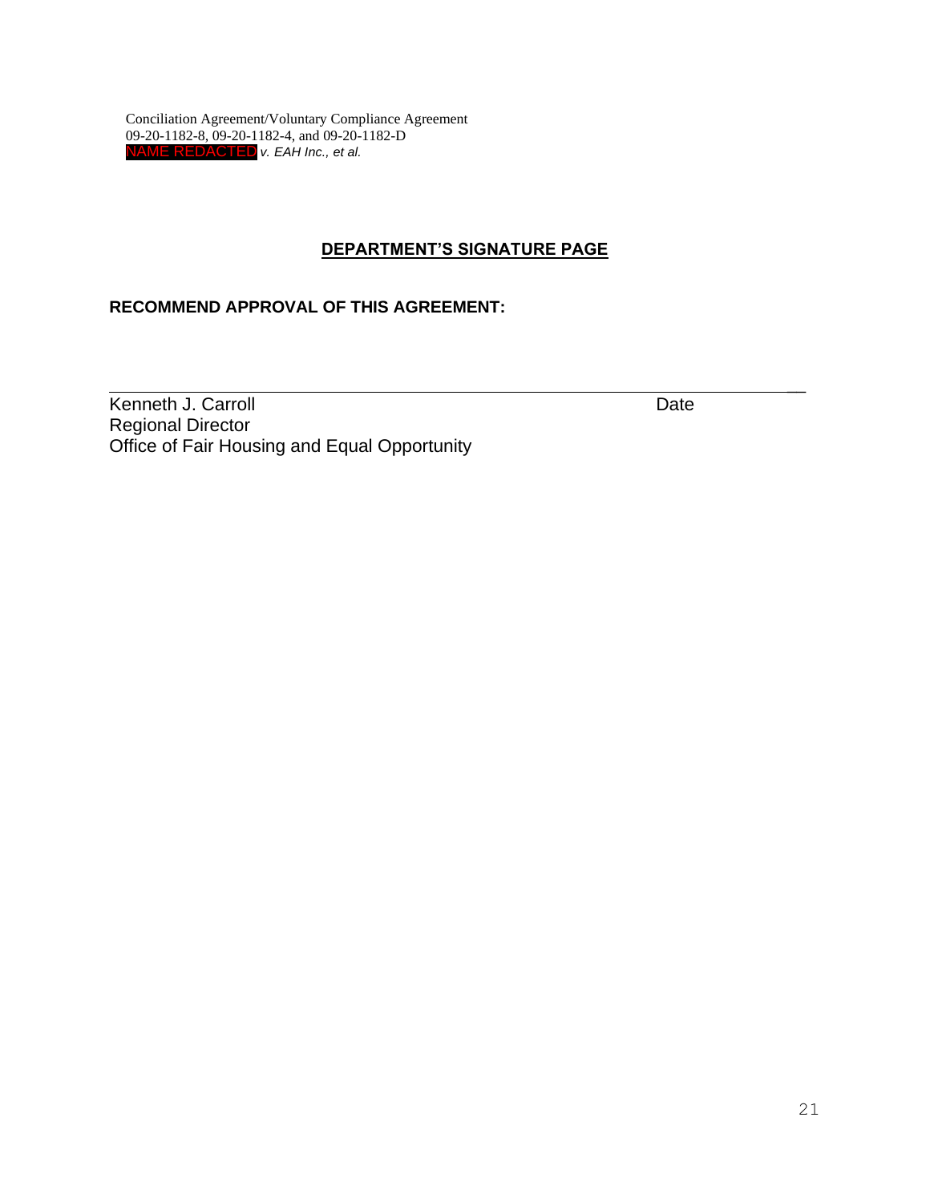Conciliation Agreement/Voluntary Compliance Agreement
09-20-1182-8, 09-20-1182-4, and 09-20-1182-D
NAME REDACTED *v. EAH Inc., et al.*

**DEPARTMENT'S SIGNATURE PAGE**

**RECOMMEND APPROVAL OF THIS AGREEMENT:**

_____________________________________________________________________________

Kenneth J. Carroll                                                                                    Date
Regional Director
Office of Fair Housing and Equal Opportunity